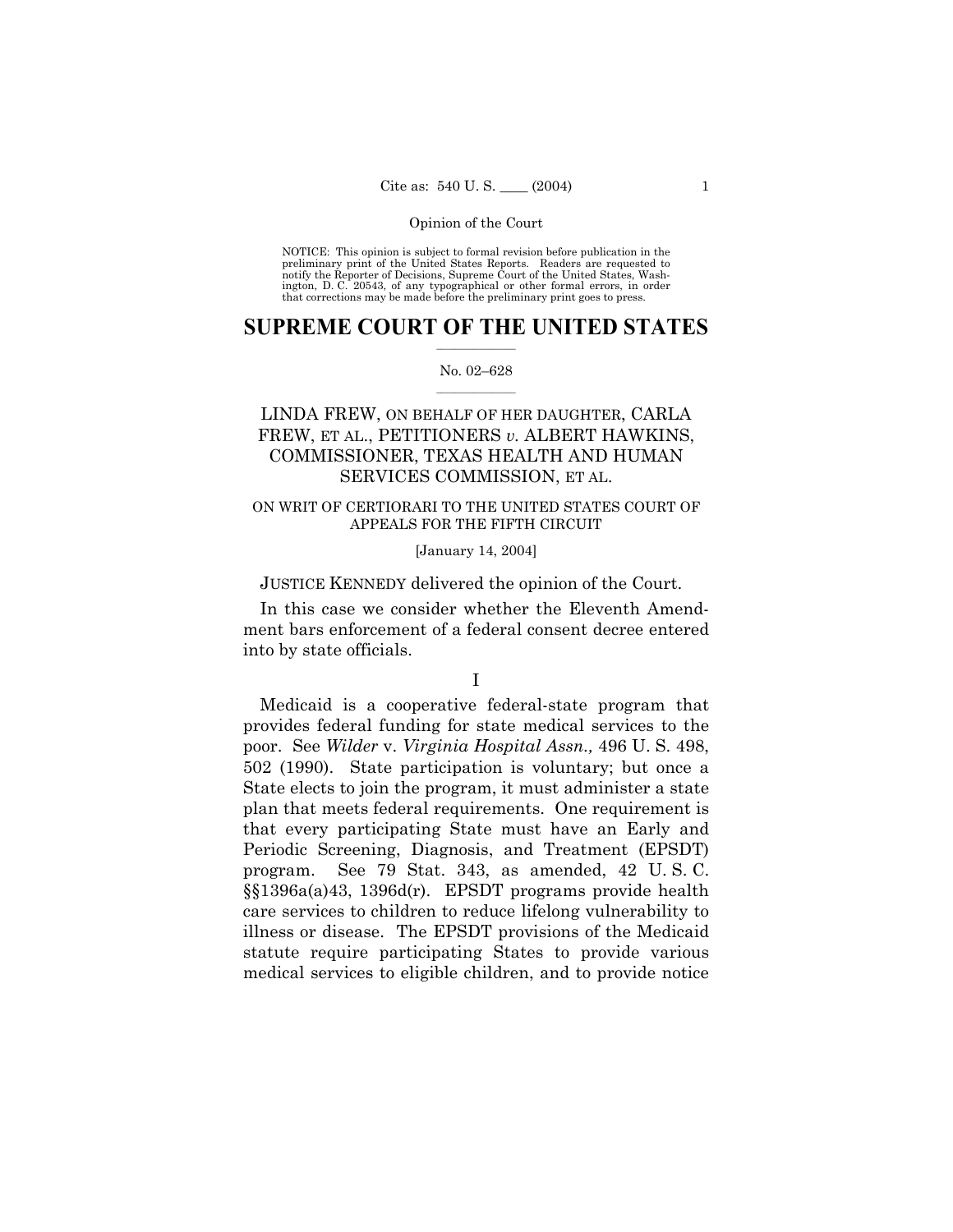NOTICE: This opinion is subject to formal revision before publication in the preliminary print of the United States Reports. Readers are requested to notify the Reporter of Decisions, Supreme Court of the United States, Washington, D. C. 20543, of any typographical or other formal errors, in order that corrections may be made before the preliminary print goes to press.

# SUPREME COURT OF THE UNITED STATES

No. 02–628

LINDA FREW, ON BEHALF OF HER DAUGHTER, CARLA FREW, ET AL., PETITIONERS *v.* ALBERT HAWKINS, COMMISSIONER, TEXAS HEALTH AND HUMAN SERVICES COMMISSION, ET AL.

ON WRIT OF CERTIORARI TO THE UNITED STATES COURT OF APPEALS FOR THE FIFTH CIRCUIT

[January 14, 2004]

JUSTICE KENNEDY delivered the opinion of the Court.

In this case we consider whether the Eleventh Amendment bars enforcement of a federal consent decree entered into by state officials.

## I

Medicaid is a cooperative federal-state program that provides federal funding for state medical services to the poor. See *Wilder* v. *Virginia Hospital Assn.,* 496 U. S. 498, 502 (1990). State participation is voluntary; but once a State elects to join the program, it must administer a state plan that meets federal requirements. One requirement is that every participating State must have an Early and Periodic Screening, Diagnosis, and Treatment (EPSDT) program. See 79 Stat. 343, as amended, 42 U. S. C. §§1396a(a)43, 1396d(r). EPSDT programs provide health care services to children to reduce lifelong vulnerability to illness or disease. The EPSDT provisions of the Medicaid statute require participating States to provide various medical services to eligible children, and to provide notice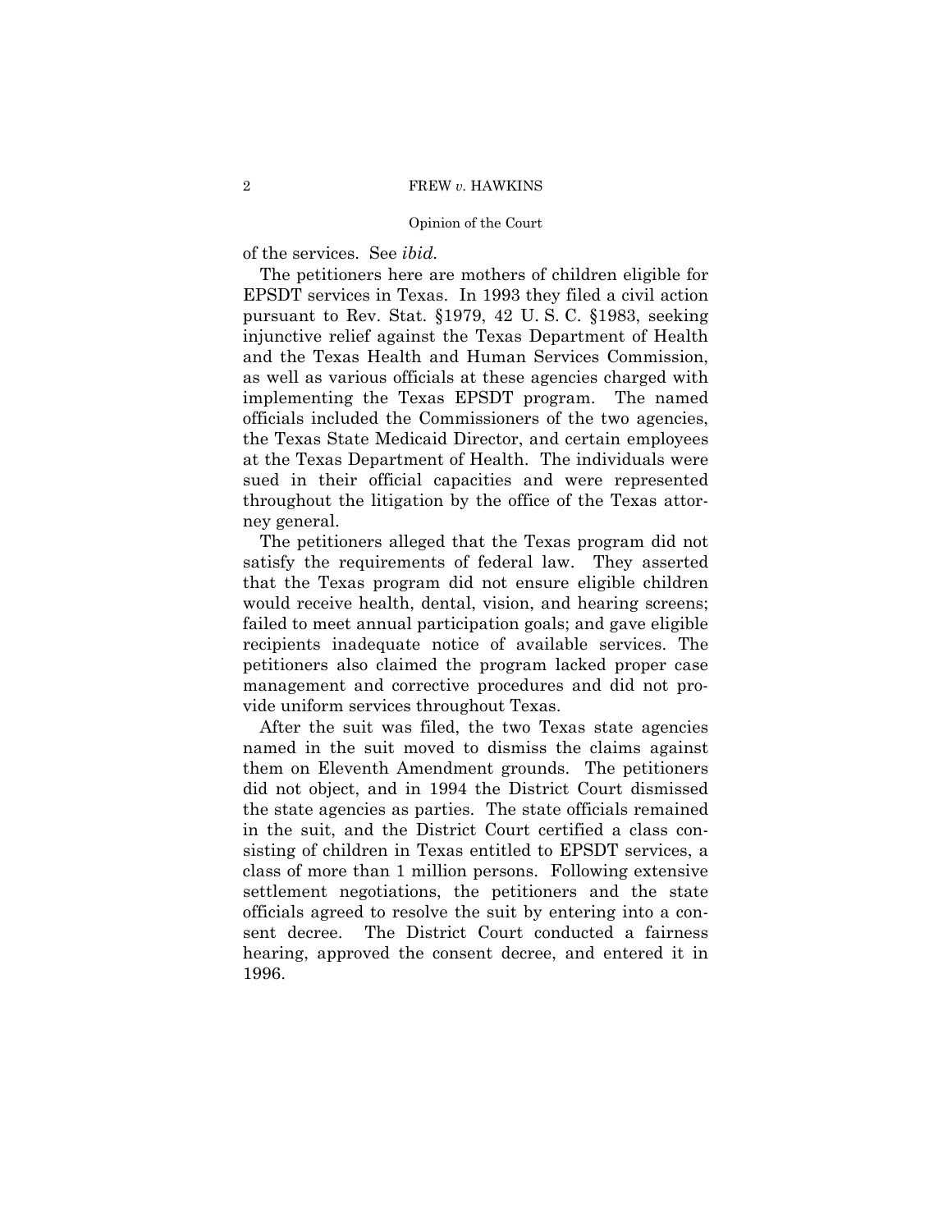of the services. See *ibid.*

The petitioners here are mothers of children eligible for EPSDT services in Texas. In 1993 they filed a civil action pursuant to Rev. Stat. §1979, 42 U. S. C. §1983, seeking injunctive relief against the Texas Department of Health and the Texas Health and Human Services Commission, as well as various officials at these agencies charged with implementing the Texas EPSDT program. The named officials included the Commissioners of the two agencies, the Texas State Medicaid Director, and certain employees at the Texas Department of Health. The individuals were sued in their official capacities and were represented throughout the litigation by the office of the Texas attorney general.

The petitioners alleged that the Texas program did not satisfy the requirements of federal law. They asserted that the Texas program did not ensure eligible children would receive health, dental, vision, and hearing screens; failed to meet annual participation goals; and gave eligible recipients inadequate notice of available services. The petitioners also claimed the program lacked proper case management and corrective procedures and did not provide uniform services throughout Texas.

After the suit was filed, the two Texas state agencies named in the suit moved to dismiss the claims against them on Eleventh Amendment grounds. The petitioners did not object, and in 1994 the District Court dismissed the state agencies as parties. The state officials remained in the suit, and the District Court certified a class consisting of children in Texas entitled to EPSDT services, a class of more than 1 million persons. Following extensive settlement negotiations, the petitioners and the state officials agreed to resolve the suit by entering into a consent decree. The District Court conducted a fairness hearing, approved the consent decree, and entered it in 1996.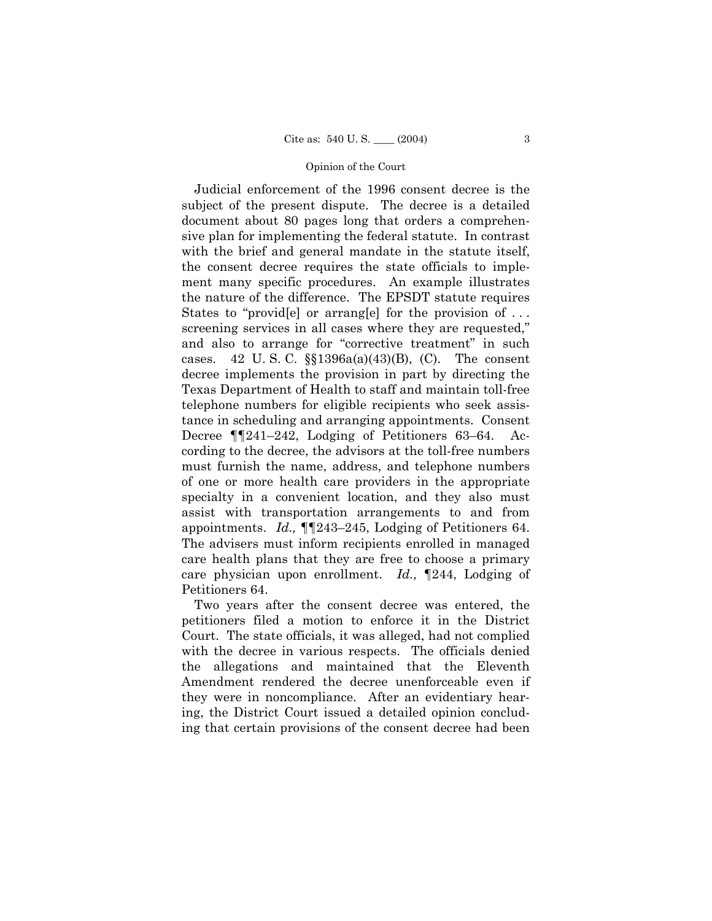Judicial enforcement of the 1996 consent decree is the subject of the present dispute. The decree is a detailed document about 80 pages long that orders a comprehensive plan for implementing the federal statute. In contrast with the brief and general mandate in the statute itself, the consent decree requires the state officials to implement many specific procedures. An example illustrates the nature of the difference. The EPSDT statute requires States to "provid[e] or arrang[e] for the provision of . . . screening services in all cases where they are requested," and also to arrange for "corrective treatment" in such cases. 42 U. S. C. §§1396a(a)(43)(B), (C). The consent decree implements the provision in part by directing the Texas Department of Health to staff and maintain toll-free telephone numbers for eligible recipients who seek assistance in scheduling and arranging appointments. Consent Decree ¶¶241–242, Lodging of Petitioners 63–64. According to the decree, the advisors at the toll-free numbers must furnish the name, address, and telephone numbers of one or more health care providers in the appropriate specialty in a convenient location, and they also must assist with transportation arrangements to and from appointments. *Id.,* ¶¶243–245, Lodging of Petitioners 64. The advisers must inform recipients enrolled in managed care health plans that they are free to choose a primary care physician upon enrollment. *Id.,* ¶244, Lodging of Petitioners 64.

Two years after the consent decree was entered, the petitioners filed a motion to enforce it in the District Court. The state officials, it was alleged, had not complied with the decree in various respects. The officials denied the allegations and maintained that the Eleventh Amendment rendered the decree unenforceable even if they were in noncompliance. After an evidentiary hearing, the District Court issued a detailed opinion concluding that certain provisions of the consent decree had been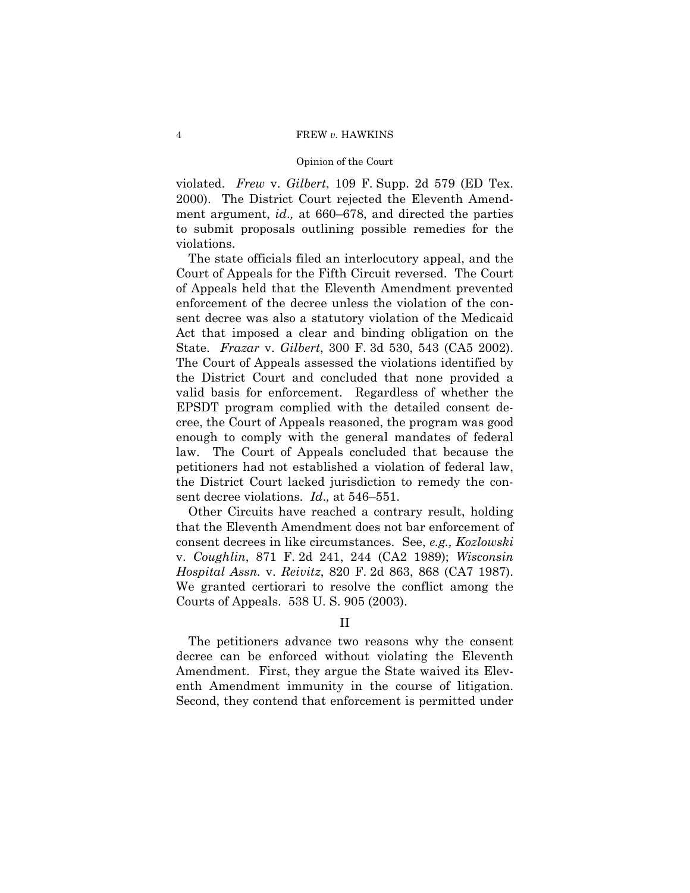violated. *Frew* v. *Gilbert*, 109 F. Supp. 2d 579 (ED Tex. 2000). The District Court rejected the Eleventh Amendment argument, *id.,* at 660–678, and directed the parties to submit proposals outlining possible remedies for the violations.

The state officials filed an interlocutory appeal, and the Court of Appeals for the Fifth Circuit reversed. The Court of Appeals held that the Eleventh Amendment prevented enforcement of the decree unless the violation of the consent decree was also a statutory violation of the Medicaid Act that imposed a clear and binding obligation on the State. *Frazar* v. *Gilbert*, 300 F. 3d 530, 543 (CA5 2002). The Court of Appeals assessed the violations identified by the District Court and concluded that none provided a valid basis for enforcement. Regardless of whether the EPSDT program complied with the detailed consent decree, the Court of Appeals reasoned, the program was good enough to comply with the general mandates of federal law. The Court of Appeals concluded that because the petitioners had not established a violation of federal law, the District Court lacked jurisdiction to remedy the consent decree violations. *Id.,* at 546–551.

Other Circuits have reached a contrary result, holding that the Eleventh Amendment does not bar enforcement of consent decrees in like circumstances. See, *e.g., Kozlowski* v. *Coughlin*, 871 F. 2d 241, 244 (CA2 1989); *Wisconsin Hospital Assn.* v. *Reivitz*, 820 F. 2d 863, 868 (CA7 1987). We granted certiorari to resolve the conflict among the Courts of Appeals. 538 U. S. 905 (2003).

## II

The petitioners advance two reasons why the consent decree can be enforced without violating the Eleventh Amendment. First, they argue the State waived its Eleventh Amendment immunity in the course of litigation. Second, they contend that enforcement is permitted under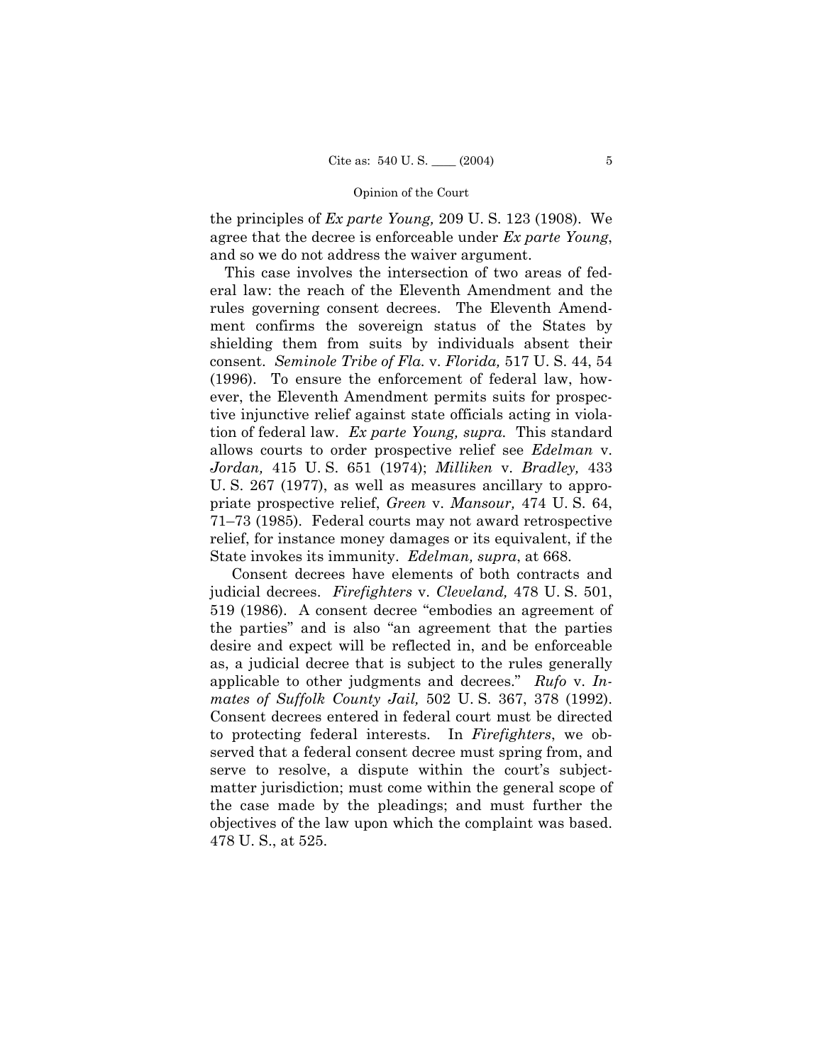the principles of *Ex parte Young,* 209 U. S. 123 (1908). We agree that the decree is enforceable under *Ex parte Young*, and so we do not address the waiver argument.

This case involves the intersection of two areas of federal law: the reach of the Eleventh Amendment and the rules governing consent decrees. The Eleventh Amendment confirms the sovereign status of the States by shielding them from suits by individuals absent their consent. *Seminole Tribe of Fla.* v. *Florida,* 517 U. S. 44, 54 (1996). To ensure the enforcement of federal law, however, the Eleventh Amendment permits suits for prospective injunctive relief against state officials acting in violation of federal law. *Ex parte Young, supra.* This standard allows courts to order prospective relief see *Edelman* v. *Jordan,* 415 U. S. 651 (1974); *Milliken* v. *Bradley,* 433 U. S. 267 (1977), as well as measures ancillary to appropriate prospective relief, *Green* v. *Mansour,* 474 U. S. 64, 71–73 (1985). Federal courts may not award retrospective relief, for instance money damages or its equivalent, if the State invokes its immunity. *Edelman, supra*, at 668.

Consent decrees have elements of both contracts and judicial decrees. *Firefighters* v. *Cleveland,* 478 U. S. 501, 519 (1986). A consent decree "embodies an agreement of the parties" and is also "an agreement that the parties desire and expect will be reflected in, and be enforceable as, a judicial decree that is subject to the rules generally applicable to other judgments and decrees." *Rufo* v. *Inmates of Suffolk County Jail,* 502 U. S. 367, 378 (1992). Consent decrees entered in federal court must be directed to protecting federal interests. In *Firefighters*, we observed that a federal consent decree must spring from, and serve to resolve, a dispute within the court's subject-matter jurisdiction; must come within the general scope of the case made by the pleadings; and must further the objectives of the law upon which the complaint was based. 478 U. S., at 525.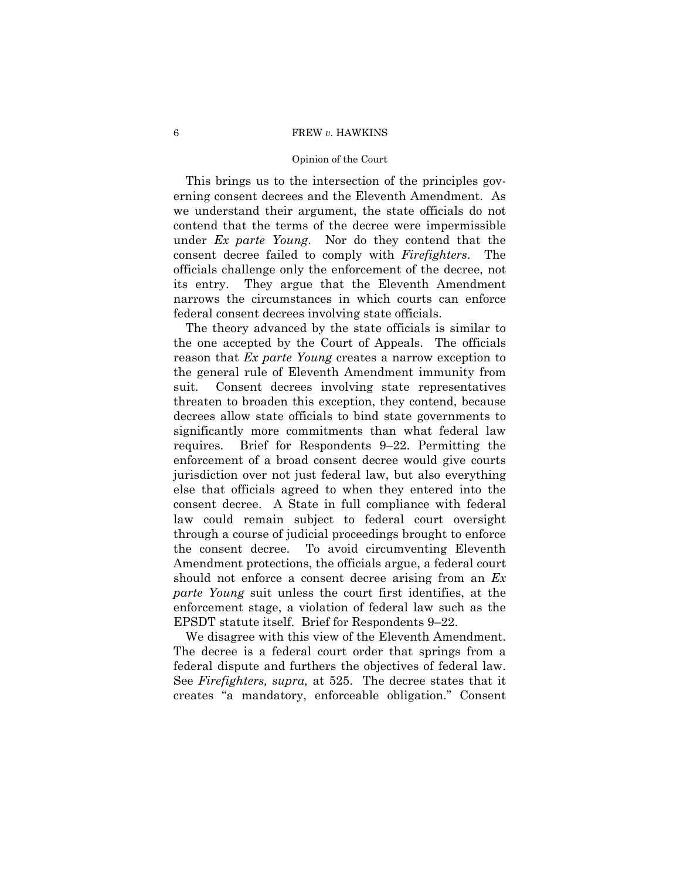This brings us to the intersection of the principles governing consent decrees and the Eleventh Amendment. As we understand their argument, the state officials do not contend that the terms of the decree were impermissible under *Ex parte Young*. Nor do they contend that the consent decree failed to comply with *Firefighters*. The officials challenge only the enforcement of the decree, not its entry. They argue that the Eleventh Amendment narrows the circumstances in which courts can enforce federal consent decrees involving state officials.

The theory advanced by the state officials is similar to the one accepted by the Court of Appeals. The officials reason that *Ex parte Young* creates a narrow exception to the general rule of Eleventh Amendment immunity from suit. Consent decrees involving state representatives threaten to broaden this exception, they contend, because decrees allow state officials to bind state governments to significantly more commitments than what federal law requires. Brief for Respondents 9–22. Permitting the enforcement of a broad consent decree would give courts jurisdiction over not just federal law, but also everything else that officials agreed to when they entered into the consent decree. A State in full compliance with federal law could remain subject to federal court oversight through a course of judicial proceedings brought to enforce the consent decree. To avoid circumventing Eleventh Amendment protections, the officials argue, a federal court should not enforce a consent decree arising from an *Ex parte Young* suit unless the court first identifies, at the enforcement stage, a violation of federal law such as the EPSDT statute itself. Brief for Respondents 9–22.

We disagree with this view of the Eleventh Amendment. The decree is a federal court order that springs from a federal dispute and furthers the objectives of federal law. See *Firefighters, supra,* at 525. The decree states that it creates "a mandatory, enforceable obligation." Consent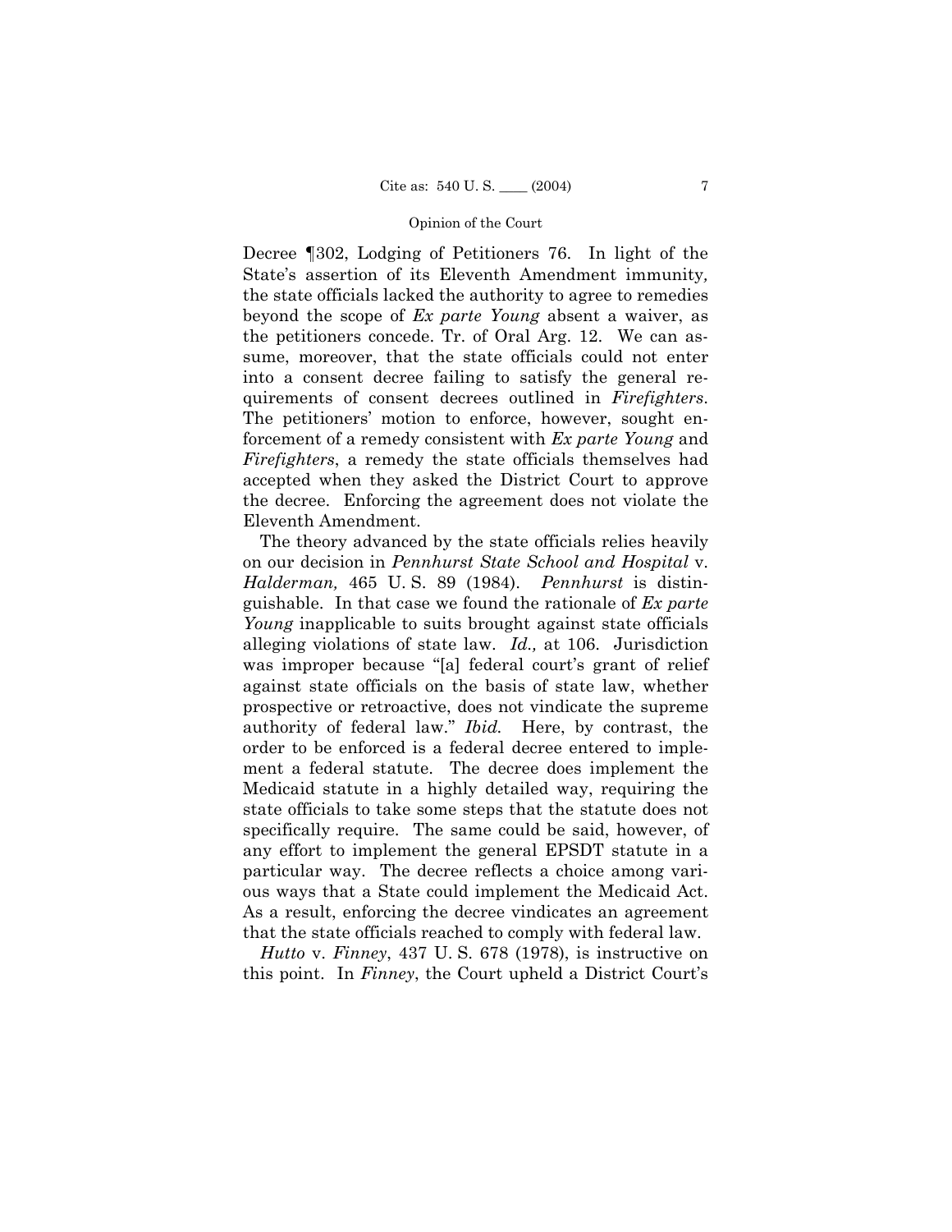Decree ¶302, Lodging of Petitioners 76. In light of the State's assertion of its Eleventh Amendment immunity, the state officials lacked the authority to agree to remedies beyond the scope of *Ex parte Young* absent a waiver, as the petitioners concede. Tr. of Oral Arg. 12. We can assume, moreover, that the state officials could not enter into a consent decree failing to satisfy the general requirements of consent decrees outlined in *Firefighters*. The petitioners' motion to enforce, however, sought enforcement of a remedy consistent with *Ex parte Young* and *Firefighters*, a remedy the state officials themselves had accepted when they asked the District Court to approve the decree. Enforcing the agreement does not violate the Eleventh Amendment.

The theory advanced by the state officials relies heavily on our decision in *Pennhurst State School and Hospital* v. *Halderman,* 465 U. S. 89 (1984). *Pennhurst* is distinguishable. In that case we found the rationale of *Ex parte Young* inapplicable to suits brought against state officials alleging violations of state law. *Id.,* at 106. Jurisdiction was improper because "[a] federal court's grant of relief against state officials on the basis of state law, whether prospective or retroactive, does not vindicate the supreme authority of federal law." *Ibid.* Here, by contrast, the order to be enforced is a federal decree entered to implement a federal statute. The decree does implement the Medicaid statute in a highly detailed way, requiring the state officials to take some steps that the statute does not specifically require. The same could be said, however, of any effort to implement the general EPSDT statute in a particular way. The decree reflects a choice among various ways that a State could implement the Medicaid Act. As a result, enforcing the decree vindicates an agreement that the state officials reached to comply with federal law.

*Hutto* v. *Finney*, 437 U. S. 678 (1978), is instructive on this point. In *Finney*, the Court upheld a District Court's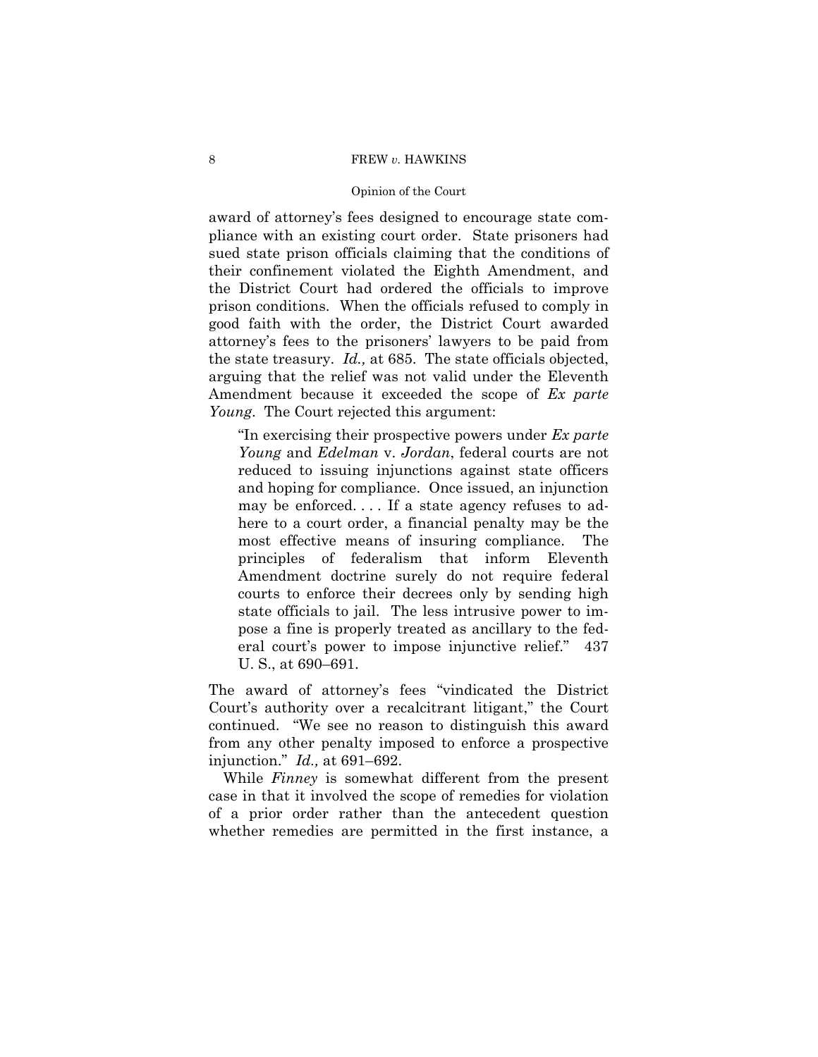award of attorney's fees designed to encourage state compliance with an existing court order. State prisoners had sued state prison officials claiming that the conditions of their confinement violated the Eighth Amendment, and the District Court had ordered the officials to improve prison conditions. When the officials refused to comply in good faith with the order, the District Court awarded attorney's fees to the prisoners' lawyers to be paid from the state treasury. *Id.,* at 685. The state officials objected, arguing that the relief was not valid under the Eleventh Amendment because it exceeded the scope of *Ex parte Young*. The Court rejected this argument:

> "In exercising their prospective powers under *Ex parte Young* and *Edelman* v. *Jordan*, federal courts are not reduced to issuing injunctions against state officers and hoping for compliance. Once issued, an injunction may be enforced. . . . If a state agency refuses to adhere to a court order, a financial penalty may be the most effective means of insuring compliance. The principles of federalism that inform Eleventh Amendment doctrine surely do not require federal courts to enforce their decrees only by sending high state officials to jail. The less intrusive power to impose a fine is properly treated as ancillary to the federal court's power to impose injunctive relief." 437 U. S., at 690–691.

The award of attorney's fees "vindicated the District Court's authority over a recalcitrant litigant," the Court continued. "We see no reason to distinguish this award from any other penalty imposed to enforce a prospective injunction." *Id.,* at 691–692.

While *Finney* is somewhat different from the present case in that it involved the scope of remedies for violation of a prior order rather than the antecedent question whether remedies are permitted in the first instance, a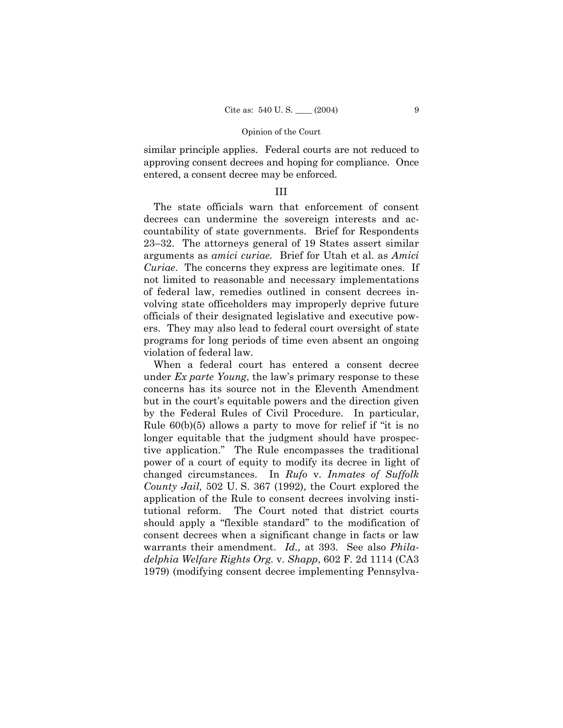similar principle applies. Federal courts are not reduced to approving consent decrees and hoping for compliance. Once entered, a consent decree may be enforced.

## III

The state officials warn that enforcement of consent decrees can undermine the sovereign interests and accountability of state governments. Brief for Respondents 23–32. The attorneys general of 19 States assert similar arguments as *amici curiae.* Brief for Utah et al. as *Amici Curiae*. The concerns they express are legitimate ones. If not limited to reasonable and necessary implementations of federal law, remedies outlined in consent decrees involving state officeholders may improperly deprive future officials of their designated legislative and executive powers. They may also lead to federal court oversight of state programs for long periods of time even absent an ongoing violation of federal law.

When a federal court has entered a consent decree under *Ex parte Young*, the law's primary response to these concerns has its source not in the Eleventh Amendment but in the court's equitable powers and the direction given by the Federal Rules of Civil Procedure. In particular, Rule 60(b)(5) allows a party to move for relief if "it is no longer equitable that the judgment should have prospective application." The Rule encompasses the traditional power of a court of equity to modify its decree in light of changed circumstances. In *Rufo* v. *Inmates of Suffolk County Jail,* 502 U. S. 367 (1992), the Court explored the application of the Rule to consent decrees involving institutional reform. The Court noted that district courts should apply a "flexible standard" to the modification of consent decrees when a significant change in facts or law warrants their amendment. *Id.,* at 393. See also *Philadelphia Welfare Rights Org.* v. *Shapp*, 602 F. 2d 1114 (CA3 1979) (modifying consent decree implementing Pennsylva-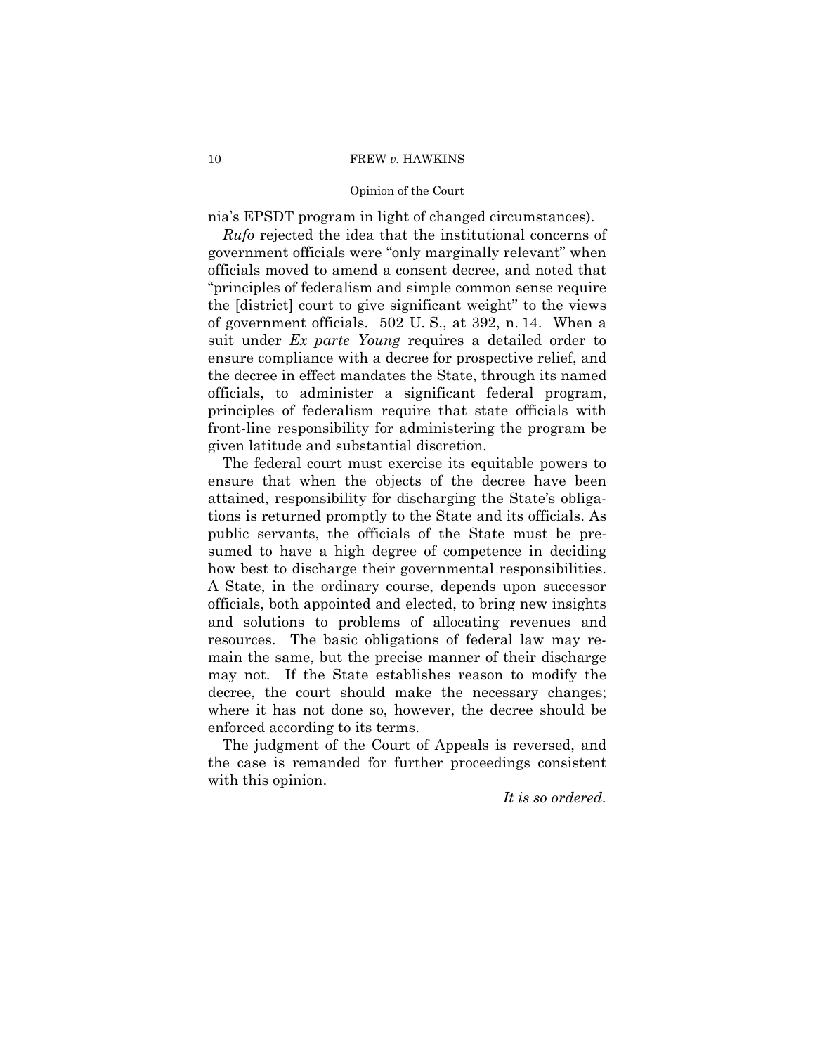nia's EPSDT program in light of changed circumstances).

*Rufo* rejected the idea that the institutional concerns of government officials were "only marginally relevant" when officials moved to amend a consent decree, and noted that "principles of federalism and simple common sense require the [district] court to give significant weight" to the views of government officials. 502 U. S., at 392, n. 14. When a suit under *Ex parte Young* requires a detailed order to ensure compliance with a decree for prospective relief, and the decree in effect mandates the State, through its named officials, to administer a significant federal program, principles of federalism require that state officials with front-line responsibility for administering the program be given latitude and substantial discretion.

The federal court must exercise its equitable powers to ensure that when the objects of the decree have been attained, responsibility for discharging the State's obligations is returned promptly to the State and its officials. As public servants, the officials of the State must be presumed to have a high degree of competence in deciding how best to discharge their governmental responsibilities. A State, in the ordinary course, depends upon successor officials, both appointed and elected, to bring new insights and solutions to problems of allocating revenues and resources. The basic obligations of federal law may remain the same, but the precise manner of their discharge may not. If the State establishes reason to modify the decree, the court should make the necessary changes; where it has not done so, however, the decree should be enforced according to its terms.

The judgment of the Court of Appeals is reversed, and the case is remanded for further proceedings consistent with this opinion.

*It is so ordered.*